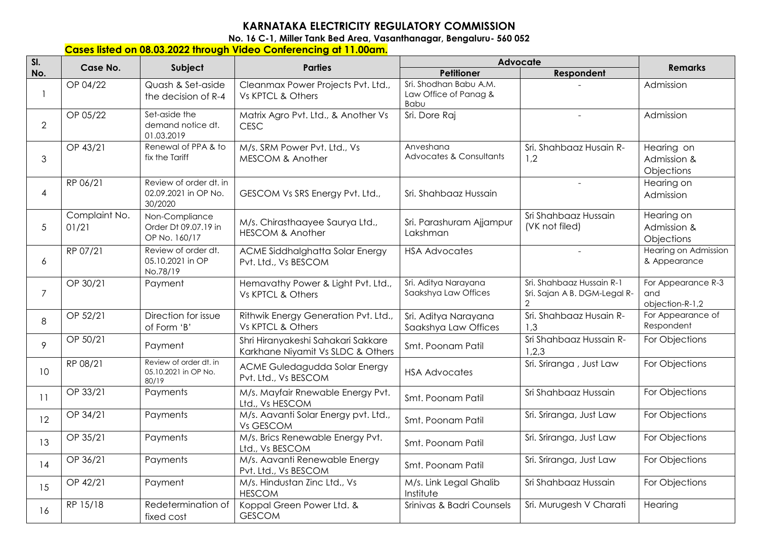# KARNATAKA ELECTRICITY REGULATORY COMMISSION

**No. 16 C-1, Miller Tank Bed Area, Vasanthanagar, Bengaluru- 560 052**

**Cases listed on 08.03.2022 through Video Conferencing at 11.00am.**

| Sl. No. | Case No. | Subject | Parties | Advocate | | Remarks |
|---|---|---|---|---|---|---|
| | | | | Petitioner | Respondent | |
| 1 | OP 04/22 | Quash & Set-aside the decision of R-4 | Cleanmax Power Projects Pvt. Ltd., Vs KPTCL & Others | Sri. Shodhan Babu A.M. Law Office of Panag & Babu | - | Admission |
| 2 | OP 05/22 | Set-aside the demand notice dt. 01.03.2019 | Matrix Agro Pvt. Ltd., & Another Vs CESC | Sri. Dore Raj | - | Admission |
| 3 | OP 43/21 | Renewal of PPA & to fix the Tariff | M/s. SRM Power Pvt. Ltd., Vs MESCOM & Another | Anveshana Advocates & Consultants | Sri. Shahbaaz Husain R-1,2 | Hearing on Admission & Objections |
| 4 | RP 06/21 | Review of order dt. in 02.09.2021 in OP No. 30/2020 | GESCOM Vs SRS Energy Pvt. Ltd., | Sri. Shahbaaz Hussain | - | Hearing on Admission |
| 5 | Complaint No. 01/21 | Non-Compliance Order Dt 09.07.19 in OP No. 160/17 | M/s. Chirasthaayee Saurya Ltd., HESCOM & Another | Sri. Parashuram Ajjampur Lakshman | Sri Shahbaaz Hussain (VK not filed) | Hearing on Admission & Objections |
| 6 | RP 07/21 | Review of order dt. 05.10.2021 in OP No.78/19 | ACME Siddhalghatta Solar Energy Pvt. Ltd., Vs BESCOM | HSA Advocates | - | Hearing on Admission & Appearance |
| 7 | OP 30/21 | Payment | Hemavathy Power & Light Pvt. Ltd., Vs KPTCL & Others | Sri. Aditya Narayana Saakshya Law Offices | Sri. Shahbaaz Hussain R-1 Sri. Sajan A B. DGM-Legal R-2 | For Appearance R-3 and objection-R-1,2 |
| 8 | OP 52/21 | Direction for issue of Form 'B' | Rithwik Energy Generation Pvt. Ltd., Vs KPTCL & Others | Sri. Aditya Narayana Saakshya Law Offices | Sri. Shahbaaz Husain R-1,3 | For Appearance of Respondent |
| 9 | OP 50/21 | Payment | Shri Hiranyakeshi Sahakari Sakkare Karkhane Niyamit Vs SLDC & Others | Smt. Poonam Patil | Sri Shahbaaz Hussain R-1,2,3 | For Objections |
| 10 | RP 08/21 | Review of order dt. in 05.10.2021 in OP No. 80/19 | ACME Guledagudda Solar Energy Pvt. Ltd., Vs BESCOM | HSA Advocates | Sri. Sriranga , Just Law | For Objections |
| 11 | OP 33/21 | Payments | M/s. Mayfair Rnewable Energy Pvt. Ltd., Vs HESCOM | Smt. Poonam Patil | Sri Shahbaaz Hussain | For Objections |
| 12 | OP 34/21 | Payments | M/s. Aavanti Solar Energy pvt. Ltd., Vs GESCOM | Smt. Poonam Patil | Sri. Sriranga, Just Law | For Objections |
| 13 | OP 35/21 | Payments | M/s. Brics Renewable Energy Pvt. Ltd., Vs BESCOM | Smt. Poonam Patil | Sri. Sriranga, Just Law | For Objections |
| 14 | OP 36/21 | Payments | M/s. Aavanti Renewable Energy Pvt. Ltd., Vs BESCOM | Smt. Poonam Patil | Sri. Sriranga, Just Law | For Objections |
| 15 | OP 42/21 | Payment | M/s. Hindustan Zinc Ltd., Vs HESCOM | M/s. Link Legal Ghalib Institute | Sri Shahbaaz Hussain | For Objections |
| 16 | RP 15/18 | Redetermination of fixed cost | Koppal Green Power Ltd. & GESCOM | Srinivas & Badri Counsels | Sri. Murugesh V Charati | Hearing |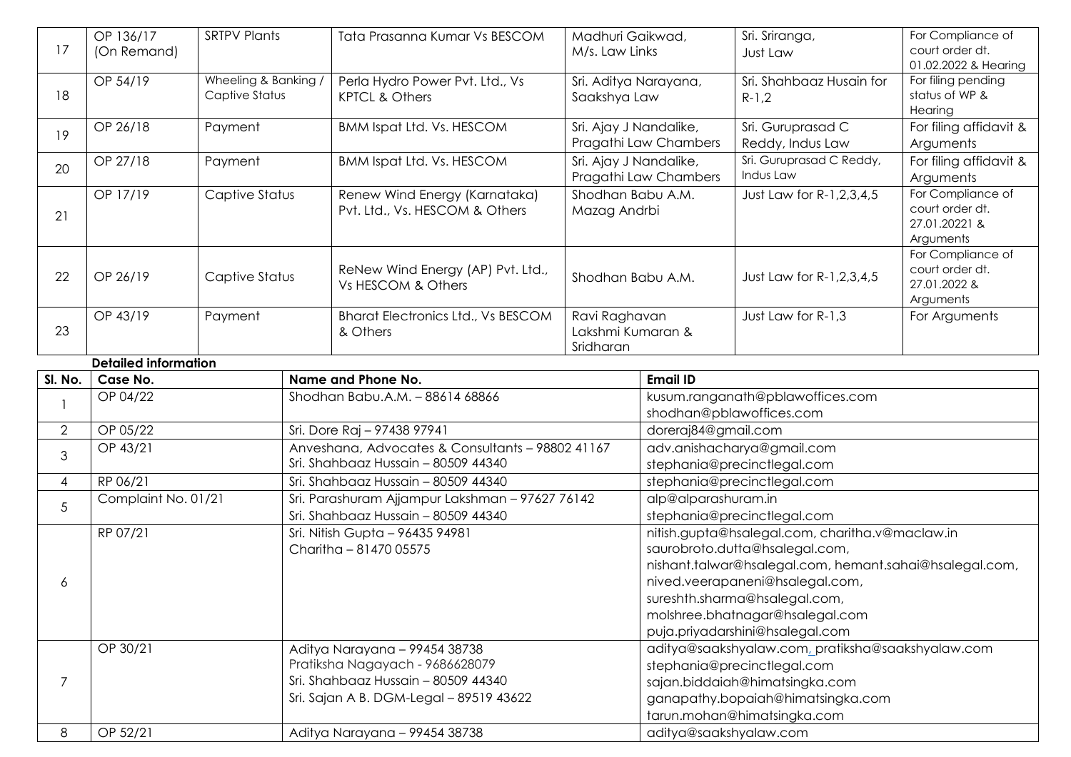| 17 | OP 136/17 (On Remand) | SRTPV Plants | Tata Prasanna Kumar Vs BESCOM | Madhuri Gaikwad, M/s. Law Links | Sri. Sriranga, Just Law | For Compliance of court order dt. 01.02.2022 & Hearing |
|---|---|---|---|---|---|---|
| 18 | OP 54/19 | Wheeling & Banking / Captive Status | Perla Hydro Power Pvt. Ltd., Vs KPTCL & Others | Sri. Aditya Narayana, Saakshya Law | Sri. Shahbaaz Husain for R-1,2 | For filing pending status of WP & Hearing |
| 19 | OP 26/18 | Payment | BMM Ispat Ltd. Vs. HESCOM | Sri. Ajay J Nandalike, Pragathi Law Chambers | Sri. Guruprasad C Reddy, Indus Law | For filing affidavit & Arguments |
| 20 | OP 27/18 | Payment | BMM Ispat Ltd. Vs. HESCOM | Sri. Ajay J Nandalike, Pragathi Law Chambers | Sri. Guruprasad C Reddy, Indus Law | For filing affidavit & Arguments |
| 21 | OP 17/19 | Captive Status | Renew Wind Energy (Karnataka) Pvt. Ltd., Vs. HESCOM & Others | Shodhan Babu A.M. Mazag Andrbi | Just Law for R-1,2,3,4,5 | For Compliance of court order dt. 27.01.20221 & Arguments |
| 22 | OP 26/19 | Captive Status | ReNew Wind Energy (AP) Pvt. Ltd., Vs HESCOM & Others | Shodhan Babu A.M. | Just Law for R-1,2,3,4,5 | For Compliance of court order dt. 27.01.2022 & Arguments |
| 23 | OP 43/19 | Payment | Bharat Electronics Ltd., Vs BESCOM & Others | Ravi Raghavan Lakshmi Kumaran & Sridharan | Just Law for R-1,3 | For Arguments |

**Detailed information**

| Sl. No. | Case No. | Name and Phone No. | Email ID |
|---|---|---|---|
| 1 | OP 04/22 | Shodhan Babu.A.M. – 88614 68866 | kusum.ranganath@pblawoffices.com<br>shodhan@pblawoffices.com |
| 2 | OP 05/22 | Sri. Dore Raj – 97438 97941 | doreraj84@gmail.com |
| 3 | OP 43/21 | Anveshana, Advocates & Consultants – 98802 41167<br>Sri. Shahbaaz Hussain – 80509 44340 | adv.anishacharya@gmail.com<br>stephania@precinctlegal.com |
| 4 | RP 06/21 | Sri. Shahbaaz Hussain – 80509 44340 | stephania@precinctlegal.com |
| 5 | Complaint No. 01/21 | Sri. Parashuram Ajjampur Lakshman – 97627 76142<br>Sri. Shahbaaz Hussain – 80509 44340 | alp@alparashuram.in<br>stephania@precinctlegal.com |
| 6 | RP 07/21 | Sri. Nitish Gupta – 96435 94981<br>Charitha – 81470 05575 | nitish.gupta@hsalegal.com, charitha.v@maclaw.in<br>saurobroto.dutta@hsalegal.com,<br>nishant.talwar@hsalegal.com, hemant.sahai@hsalegal.com,<br>nived.veerapaneni@hsalegal.com,<br>sureshth.sharma@hsalegal.com,<br>molshree.bhatnagar@hsalegal.com<br>puja.priyadarshini@hsalegal.com |
| 7 | OP 30/21 | Aditya Narayana – 99454 38738<br>Pratiksha Nagayach - 9686628079<br>Sri. Shahbaaz Hussain – 80509 44340<br>Sri. Sajan A B. DGM-Legal – 89519 43622 | aditya@saakshyalaw.com, pratiksha@saakshyalaw.com<br>stephania@precinctlegal.com<br>sajan.biddaiah@himatsingka.com<br>ganapathy.bopaiah@himatsingka.com<br>tarun.mohan@himatsingka.com |
| 8 | OP 52/21 | Aditya Narayana – 99454 38738 | aditya@saakshyalaw.com |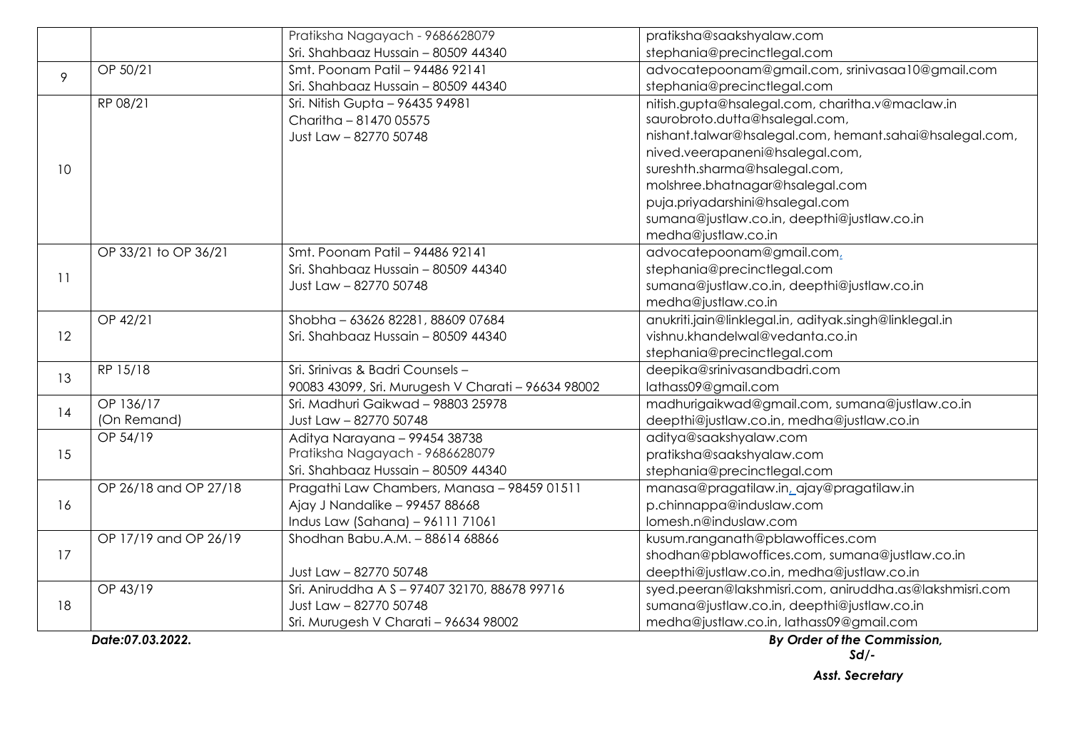| | | | |
|---|---|---|---|
| | | Pratiksha Nagayach - 9686628079<br>Sri. Shahbaaz Hussain – 80509 44340 | pratiksha@saakshyalaw.com<br>stephania@precinctlegal.com |
| 9 | OP 50/21 | Smt. Poonam Patil – 94486 92141<br>Sri. Shahbaaz Hussain – 80509 44340 | advocatepoonam@gmail.com, srinivasaa10@gmail.com<br>stephania@precinctlegal.com |
| 10 | RP 08/21 | Sri. Nitish Gupta – 96435 94981<br>Charitha – 81470 05575<br>Just Law – 82770 50748 | nitish.gupta@hsalegal.com, charitha.v@maclaw.in<br>saurobroto.dutta@hsalegal.com,<br>nishant.talwar@hsalegal.com, hemant.sahai@hsalegal.com,<br>nived.veerapaneni@hsalegal.com,<br>sureshth.sharma@hsalegal.com,<br>molshree.bhatnagar@hsalegal.com<br>puja.priyadarshini@hsalegal.com<br>sumana@justlaw.co.in, deepthi@justlaw.co.in<br>medha@justlaw.co.in |
| 11 | OP 33/21 to OP 36/21 | Smt. Poonam Patil – 94486 92141<br>Sri. Shahbaaz Hussain – 80509 44340<br>Just Law – 82770 50748 | advocatepoonam@gmail.com,<br>stephania@precinctlegal.com<br>sumana@justlaw.co.in, deepthi@justlaw.co.in<br>medha@justlaw.co.in |
| 12 | OP 42/21 | Shobha – 63626 82281, 88609 07684<br>Sri. Shahbaaz Hussain – 80509 44340 | anukriti.jain@linklegal.in, adityak.singh@linklegal.in<br>vishnu.khandelwal@vedanta.co.in<br>stephania@precinctlegal.com |
| 13 | RP 15/18 | Sri. Srinivas & Badri Counsels –<br>90083 43099, Sri. Murugesh V Charati – 96634 98002 | deepika@srinivasandbadri.com<br>lathass09@gmail.com |
| 14 | OP 136/17<br>(On Remand) | Sri. Madhuri Gaikwad – 98803 25978<br>Just Law – 82770 50748 | madhurigaikwad@gmail.com, sumana@justlaw.co.in<br>deepthi@justlaw.co.in, medha@justlaw.co.in |
| 15 | OP 54/19 | Aditya Narayana – 99454 38738<br>Pratiksha Nagayach - 9686628079<br>Sri. Shahbaaz Hussain – 80509 44340 | aditya@saakshyalaw.com<br>pratiksha@saakshyalaw.com<br>stephania@precinctlegal.com |
| 16 | OP 26/18 and OP 27/18 | Pragathi Law Chambers, Manasa – 98459 01511<br>Ajay J Nandalike – 99457 88668<br>Indus Law (Sahana) – 96111 71061 | manasa@pragatilaw.in, ajay@pragatilaw.in<br>p.chinnappa@induslaw.com<br>lomesh.n@induslaw.com |
| 17 | OP 17/19 and OP 26/19 | Shodhan Babu.A.M. – 88614 68866<br><br>Just Law – 82770 50748 | kusum.ranganath@pblawoffices.com<br>shodhan@pblawoffices.com, sumana@justlaw.co.in<br>deepthi@justlaw.co.in, medha@justlaw.co.in |
| 18 | OP 43/19 | Sri. Aniruddha A S – 97407 32170, 88678 99716<br>Just Law – 82770 50748<br>Sri. Murugesh V Charati – 96634 98002 | syed.peeran@lakshmisri.com, aniruddha.as@lakshmisri.com<br>sumana@justlaw.co.in, deepthi@justlaw.co.in<br>medha@justlaw.co.in, lathass09@gmail.com |

***Date:07.03.2022.***

***By Order of the Commission,***

***Sd/-***

***Asst. Secretary***